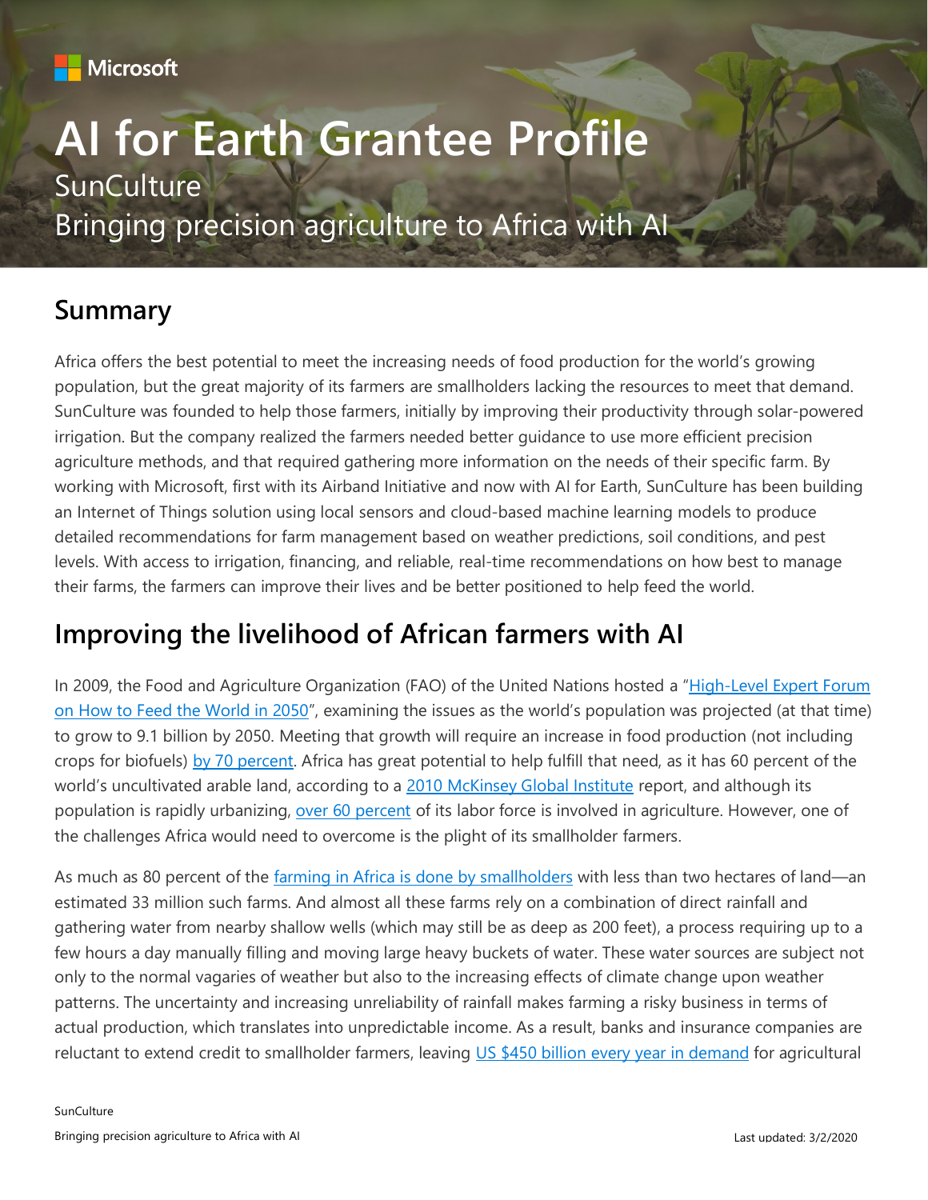Microsoft

# AI for Earth Grantee Profile

SunCulture

Bringing precision agriculture to Africa with AI

## Summary

Africa offers the best potential to meet the increasing needs of food production for the world's growing population, but the great majority of its farmers are smallholders lacking the resources to meet that demand. SunCulture was founded to help those farmers, initially by improving their productivity through solar-powered irrigation. But the company realized the farmers needed better guidance to use more efficient precision agriculture methods, and that required gathering more information on the needs of their specific farm. By working with Microsoft, first with its Airband Initiative and now with AI for Earth, SunCulture has been building an Internet of Things solution using local sensors and cloud-based machine learning models to produce detailed recommendations for farm management based on weather predictions, soil conditions, and pest levels. With access to irrigation, financing, and reliable, real-time recommendations on how best to manage their farms, the farmers can improve their lives and be better positioned to help feed the world.

## Improving the livelihood of African farmers with AI

In 2009, the Food and Agriculture Organization (FAO) of the United Nations hosted a "High-Level Expert Forum on How to Feed the World in 2050", examining the issues as the world's population was projected (at that time) to grow to 9.1 billion by 2050. Meeting that growth will require an increase in food production (not including crops for biofuels) by 70 percent. Africa has great potential to help fulfill that need, as it has 60 percent of the world's uncultivated arable land, according to a 2010 McKinsey Global Institute report, and although its population is rapidly urbanizing, over 60 percent of its labor force is involved in agriculture. However, one of the challenges Africa would need to overcome is the plight of its smallholder farmers.

As much as 80 percent of the farming in Africa is done by smallholders with less than two hectares of land—an estimated 33 million such farms. And almost all these farms rely on a combination of direct rainfall and gathering water from nearby shallow wells (which may still be as deep as 200 feet), a process requiring up to a few hours a day manually filling and moving large heavy buckets of water. These water sources are subject not only to the normal vagaries of weather but also to the increasing effects of climate change upon weather patterns. The uncertainty and increasing unreliability of rainfall makes farming a risky business in terms of actual production, which translates into unpredictable income. As a result, banks and insurance companies are reluctant to extend credit to smallholder farmers, leaving US $450 billion every year in demand for agricultural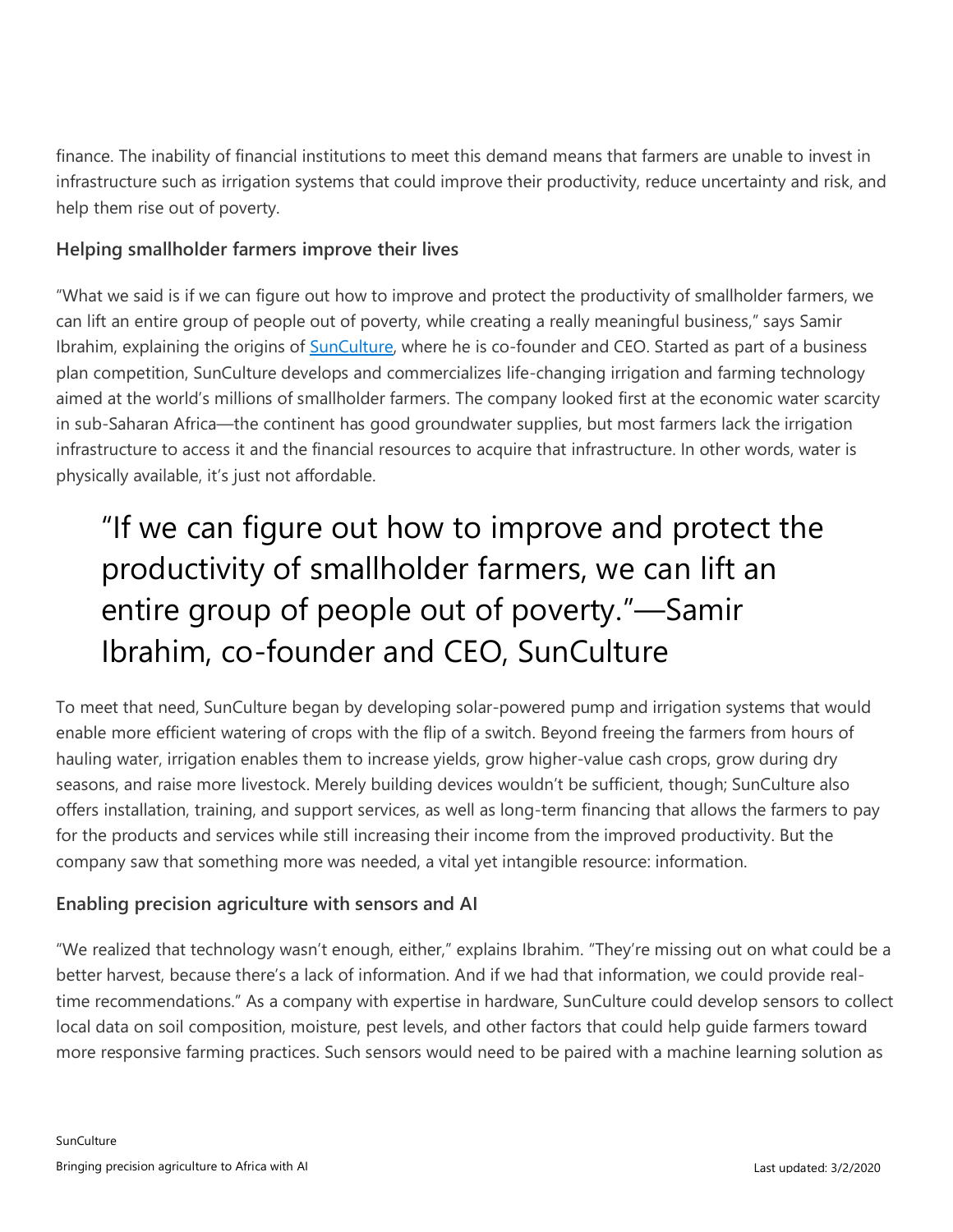finance. The inability of financial institutions to meet this demand means that farmers are unable to invest in infrastructure such as irrigation systems that could improve their productivity, reduce uncertainty and risk, and help them rise out of poverty.

### Helping smallholder farmers improve their lives

"What we said is if we can figure out how to improve and protect the productivity of smallholder farmers, we can lift an entire group of people out of poverty, while creating a really meaningful business," says Samir Ibrahim, explaining the origins of [SunCulture](), where he is co-founder and CEO. Started as part of a business plan competition, SunCulture develops and commercializes life-changing irrigation and farming technology aimed at the world's millions of smallholder farmers. The company looked first at the economic water scarcity in sub-Saharan Africa—the continent has good groundwater supplies, but most farmers lack the irrigation infrastructure to access it and the financial resources to acquire that infrastructure. In other words, water is physically available, it's just not affordable.

> "If we can figure out how to improve and protect the productivity of smallholder farmers, we can lift an entire group of people out of poverty."—Samir Ibrahim, co-founder and CEO, SunCulture

To meet that need, SunCulture began by developing solar-powered pump and irrigation systems that would enable more efficient watering of crops with the flip of a switch. Beyond freeing the farmers from hours of hauling water, irrigation enables them to increase yields, grow higher-value cash crops, grow during dry seasons, and raise more livestock. Merely building devices wouldn't be sufficient, though; SunCulture also offers installation, training, and support services, as well as long-term financing that allows the farmers to pay for the products and services while still increasing their income from the improved productivity. But the company saw that something more was needed, a vital yet intangible resource: information.

### Enabling precision agriculture with sensors and AI

"We realized that technology wasn't enough, either," explains Ibrahim. "They're missing out on what could be a better harvest, because there's a lack of information. And if we had that information, we could provide real-time recommendations." As a company with expertise in hardware, SunCulture could develop sensors to collect local data on soil composition, moisture, pest levels, and other factors that could help guide farmers toward more responsive farming practices. Such sensors would need to be paired with a machine learning solution as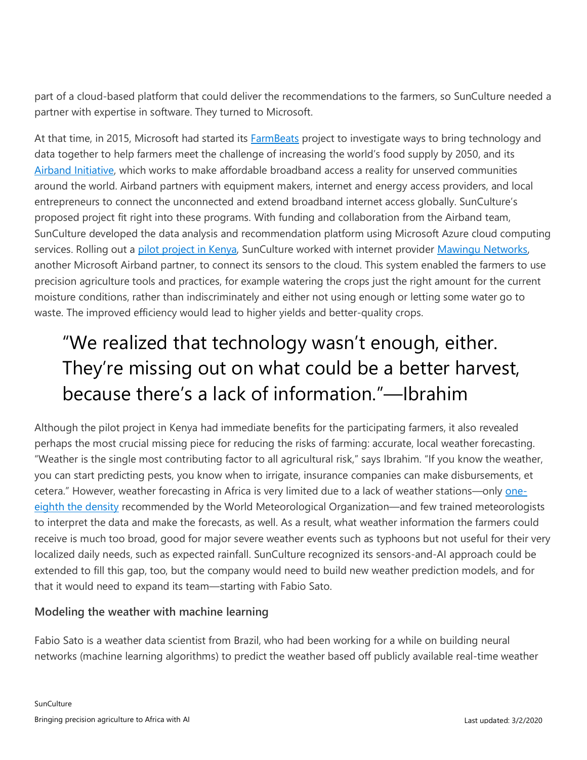part of a cloud-based platform that could deliver the recommendations to the farmers, so SunCulture needed a partner with expertise in software. They turned to Microsoft.

At that time, in 2015, Microsoft had started its FarmBeats project to investigate ways to bring technology and data together to help farmers meet the challenge of increasing the world's food supply by 2050, and its Airband Initiative, which works to make affordable broadband access a reality for unserved communities around the world. Airband partners with equipment makers, internet and energy access providers, and local entrepreneurs to connect the unconnected and extend broadband internet access globally. SunCulture's proposed project fit right into these programs. With funding and collaboration from the Airband team, SunCulture developed the data analysis and recommendation platform using Microsoft Azure cloud computing services. Rolling out a pilot project in Kenya, SunCulture worked with internet provider Mawingu Networks, another Microsoft Airband partner, to connect its sensors to the cloud. This system enabled the farmers to use precision agriculture tools and practices, for example watering the crops just the right amount for the current moisture conditions, rather than indiscriminately and either not using enough or letting some water go to waste. The improved efficiency would lead to higher yields and better-quality crops.

> "We realized that technology wasn't enough, either. They're missing out on what could be a better harvest, because there's a lack of information."—Ibrahim

Although the pilot project in Kenya had immediate benefits for the participating farmers, it also revealed perhaps the most crucial missing piece for reducing the risks of farming: accurate, local weather forecasting. "Weather is the single most contributing factor to all agricultural risk," says Ibrahim. "If you know the weather, you can start predicting pests, you know when to irrigate, insurance companies can make disbursements, et cetera." However, weather forecasting in Africa is very limited due to a lack of weather stations—only one-eighth the density recommended by the World Meteorological Organization—and few trained meteorologists to interpret the data and make the forecasts, as well. As a result, what weather information the farmers could receive is much too broad, good for major severe weather events such as typhoons but not useful for their very localized daily needs, such as expected rainfall. SunCulture recognized its sensors-and-AI approach could be extended to fill this gap, too, but the company would need to build new weather prediction models, and for that it would need to expand its team—starting with Fabio Sato.

### Modeling the weather with machine learning

Fabio Sato is a weather data scientist from Brazil, who had been working for a while on building neural networks (machine learning algorithms) to predict the weather based off publicly available real-time weather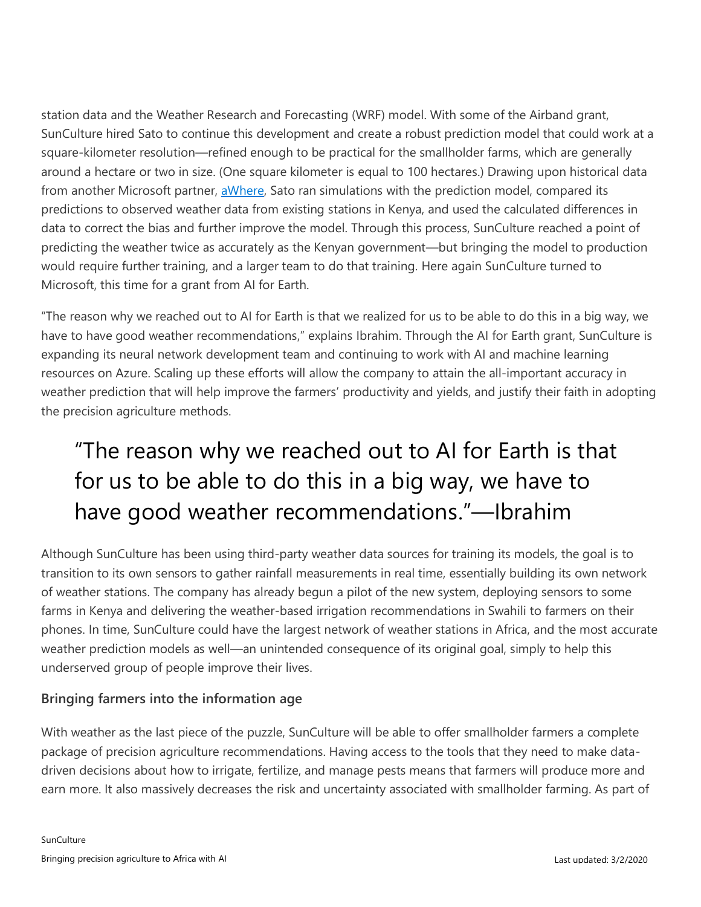station data and the Weather Research and Forecasting (WRF) model. With some of the Airband grant, SunCulture hired Sato to continue this development and create a robust prediction model that could work at a square-kilometer resolution—refined enough to be practical for the smallholder farms, which are generally around a hectare or two in size. (One square kilometer is equal to 100 hectares.) Drawing upon historical data from another Microsoft partner, [aWhere](), Sato ran simulations with the prediction model, compared its predictions to observed weather data from existing stations in Kenya, and used the calculated differences in data to correct the bias and further improve the model. Through this process, SunCulture reached a point of predicting the weather twice as accurately as the Kenyan government—but bringing the model to production would require further training, and a larger team to do that training. Here again SunCulture turned to Microsoft, this time for a grant from AI for Earth.

"The reason why we reached out to AI for Earth is that we realized for us to be able to do this in a big way, we have to have good weather recommendations," explains Ibrahim. Through the AI for Earth grant, SunCulture is expanding its neural network development team and continuing to work with AI and machine learning resources on Azure. Scaling up these efforts will allow the company to attain the all-important accuracy in weather prediction that will help improve the farmers' productivity and yields, and justify their faith in adopting the precision agriculture methods.

> "The reason why we reached out to AI for Earth is that for us to be able to do this in a big way, we have to have good weather recommendations."—Ibrahim

Although SunCulture has been using third-party weather data sources for training its models, the goal is to transition to its own sensors to gather rainfall measurements in real time, essentially building its own network of weather stations. The company has already begun a pilot of the new system, deploying sensors to some farms in Kenya and delivering the weather-based irrigation recommendations in Swahili to farmers on their phones. In time, SunCulture could have the largest network of weather stations in Africa, and the most accurate weather prediction models as well—an unintended consequence of its original goal, simply to help this underserved group of people improve their lives.

### Bringing farmers into the information age

With weather as the last piece of the puzzle, SunCulture will be able to offer smallholder farmers a complete package of precision agriculture recommendations. Having access to the tools that they need to make data-driven decisions about how to irrigate, fertilize, and manage pests means that farmers will produce more and earn more. It also massively decreases the risk and uncertainty associated with smallholder farming. As part of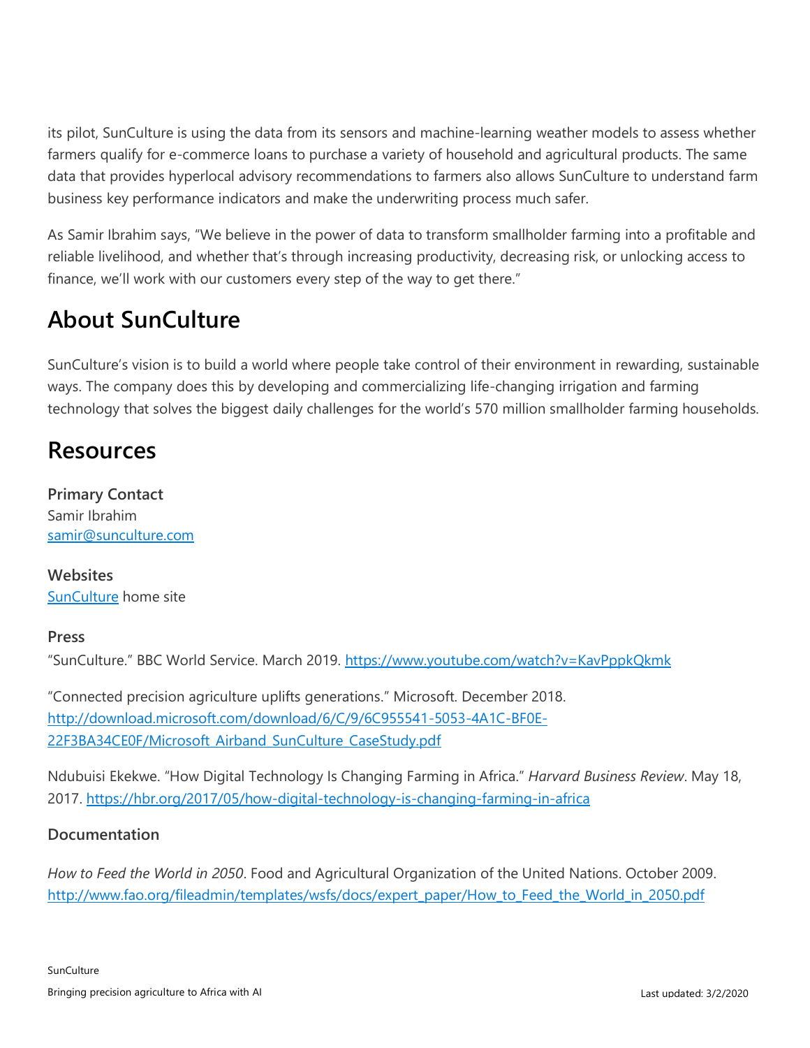its pilot, SunCulture is using the data from its sensors and machine-learning weather models to assess whether farmers qualify for e-commerce loans to purchase a variety of household and agricultural products. The same data that provides hyperlocal advisory recommendations to farmers also allows SunCulture to understand farm business key performance indicators and make the underwriting process much safer.

As Samir Ibrahim says, "We believe in the power of data to transform smallholder farming into a profitable and reliable livelihood, and whether that's through increasing productivity, decreasing risk, or unlocking access to finance, we'll work with our customers every step of the way to get there."

## About SunCulture

SunCulture's vision is to build a world where people take control of their environment in rewarding, sustainable ways. The company does this by developing and commercializing life-changing irrigation and farming technology that solves the biggest daily challenges for the world's 570 million smallholder farming households.

## Resources

**Primary Contact**
Samir Ibrahim
[samir@sunculture.com](mailto:samir@sunculture.com)

**Websites**
[SunCulture](#) home site

**Press**

"SunCulture." BBC World Service. March 2019. [https://www.youtube.com/watch?v=KavPppkQkmk](https://www.youtube.com/watch?v=KavPppkQkmk)

"Connected precision agriculture uplifts generations." Microsoft. December 2018. [http://download.microsoft.com/download/6/C/9/6C955541-5053-4A1C-BF0E-22F3BA34CE0F/Microsoft_Airband_SunCulture_CaseStudy.pdf](http://download.microsoft.com/download/6/C/9/6C955541-5053-4A1C-BF0E-22F3BA34CE0F/Microsoft_Airband_SunCulture_CaseStudy.pdf)

Ndubuisi Ekekwe. "How Digital Technology Is Changing Farming in Africa." *Harvard Business Review*. May 18, 2017. [https://hbr.org/2017/05/how-digital-technology-is-changing-farming-in-africa](https://hbr.org/2017/05/how-digital-technology-is-changing-farming-in-africa)

**Documentation**

*How to Feed the World in 2050*. Food and Agricultural Organization of the United Nations. October 2009. [http://www.fao.org/fileadmin/templates/wsfs/docs/expert_paper/How_to_Feed_the_World_in_2050.pdf](http://www.fao.org/fileadmin/templates/wsfs/docs/expert_paper/How_to_Feed_the_World_in_2050.pdf)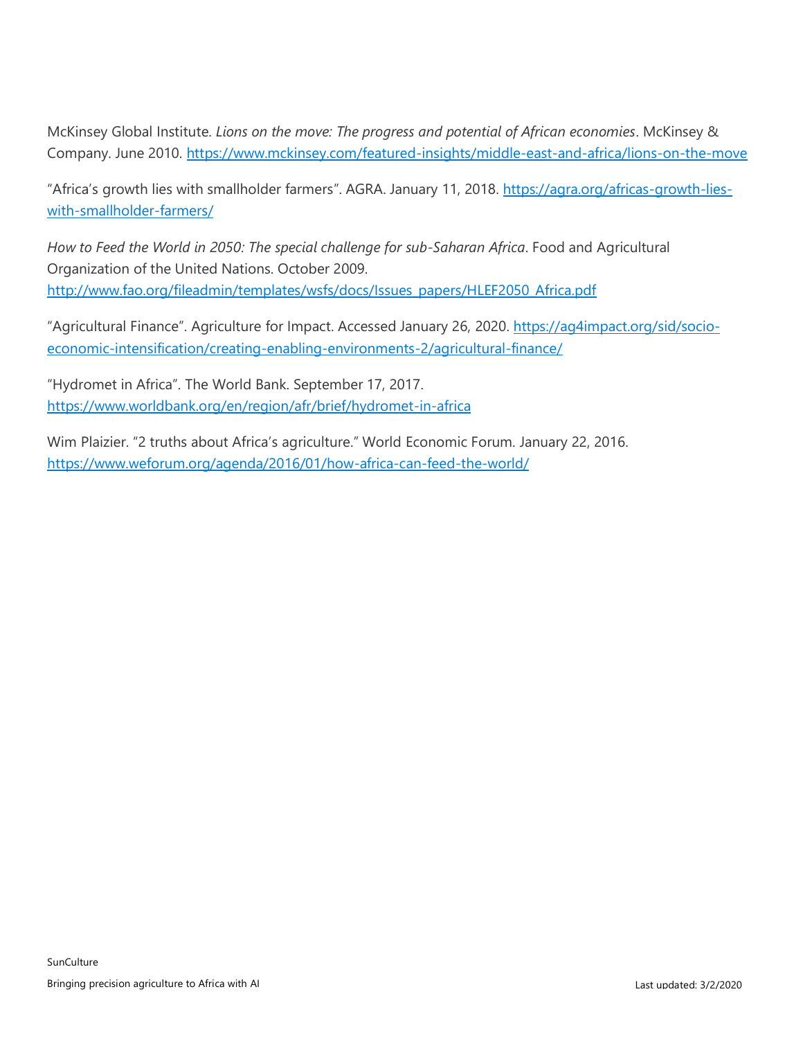McKinsey Global Institute. *Lions on the move: The progress and potential of African economies*. McKinsey & Company. June 2010. https://www.mckinsey.com/featured-insights/middle-east-and-africa/lions-on-the-move

"Africa's growth lies with smallholder farmers". AGRA. January 11, 2018. https://agra.org/africas-growth-lies-with-smallholder-farmers/

*How to Feed the World in 2050: The special challenge for sub-Saharan Africa*. Food and Agricultural Organization of the United Nations. October 2009. http://www.fao.org/fileadmin/templates/wsfs/docs/Issues_papers/HLEF2050_Africa.pdf

"Agricultural Finance". Agriculture for Impact. Accessed January 26, 2020. https://ag4impact.org/sid/socio-economic-intensification/creating-enabling-environments-2/agricultural-finance/

"Hydromet in Africa". The World Bank. September 17, 2017. https://www.worldbank.org/en/region/afr/brief/hydromet-in-africa

Wim Plaizier. "2 truths about Africa's agriculture." World Economic Forum. January 22, 2016. https://www.weforum.org/agenda/2016/01/how-africa-can-feed-the-world/